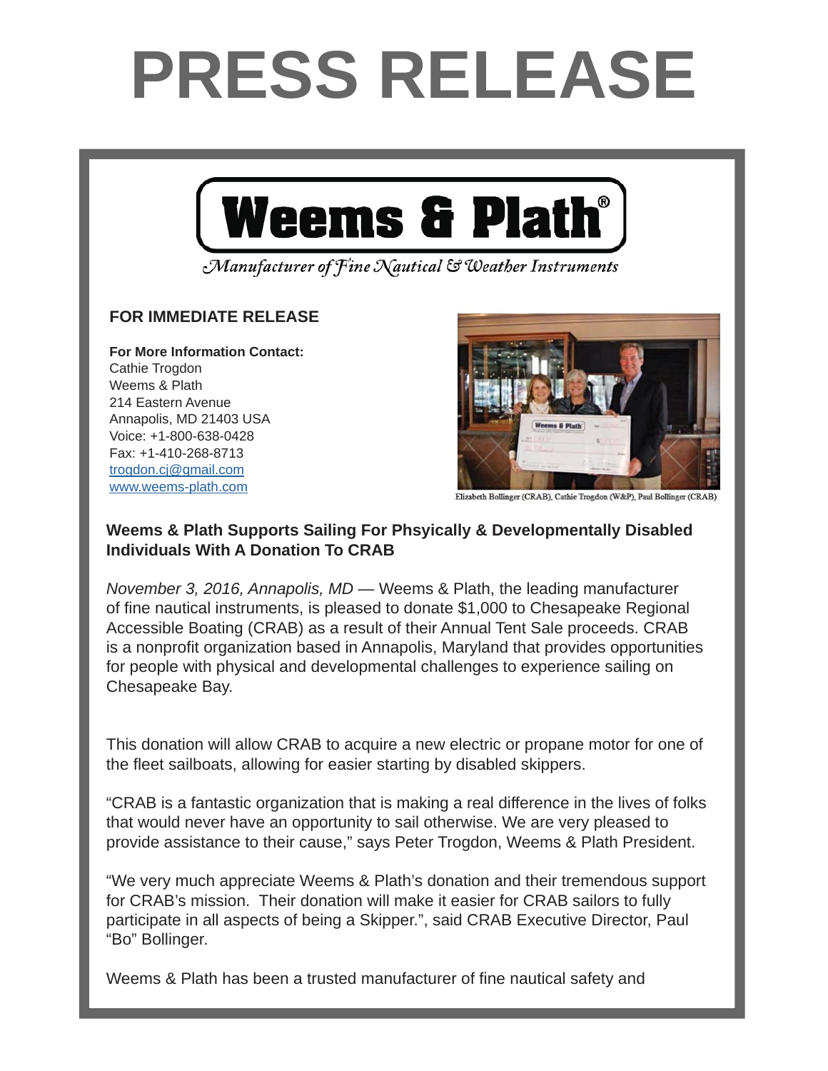# PRESS RELEASE

**Weems & Plath®**

*Manufacturer of Fine Nautical & Weather Instruments*

**FOR IMMEDIATE RELEASE**

**For More Information Contact:**
Cathie Trogdon
Weems & Plath
214 Eastern Avenue
Annapolis, MD 21403 USA
Voice: +1-800-638-0428
Fax: +1-410-268-8713
[trogdon.cj@gmail.com](mailto:trogdon.cj@gmail.com)
[www.weems-plath.com](http://www.weems-plath.com)

Elizabeth Bollinger (CRAB), Cathie Trogdon (W&P), Paul Bollinger (CRAB)

**Weems & Plath Supports Sailing For Phsyically & Developmentally Disabled Individuals With A Donation To CRAB**

*November 3, 2016, Annapolis, MD* — Weems & Plath, the leading manufacturer of fine nautical instruments, is pleased to donate $1,000 to Chesapeake Regional Accessible Boating (CRAB) as a result of their Annual Tent Sale proceeds. CRAB is a nonprofit organization based in Annapolis, Maryland that provides opportunities for people with physical and developmental challenges to experience sailing on Chesapeake Bay.

This donation will allow CRAB to acquire a new electric or propane motor for one of the fleet sailboats, allowing for easier starting by disabled skippers.

“CRAB is a fantastic organization that is making a real difference in the lives of folks that would never have an opportunity to sail otherwise. We are very pleased to provide assistance to their cause,” says Peter Trogdon, Weems & Plath President.

“We very much appreciate Weems & Plath’s donation and their tremendous support for CRAB’s mission. Their donation will make it easier for CRAB sailors to fully participate in all aspects of being a Skipper.”, said CRAB Executive Director, Paul “Bo” Bollinger.

Weems & Plath has been a trusted manufacturer of fine nautical safety and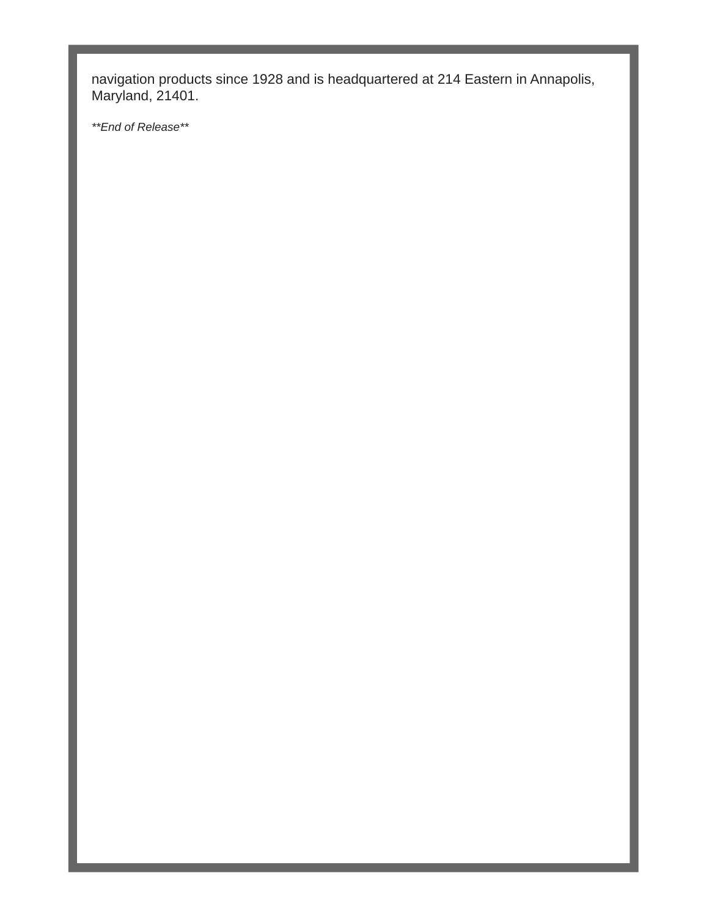navigation products since 1928 and is headquartered at 214 Eastern in Annapolis, Maryland, 21401.

*\*\*End of Release\*\**

navigation products since 1928 and is headquartered at 214 Eastern in Annapolis, Maryland, 21401.

*\*\*End of Release\*\**